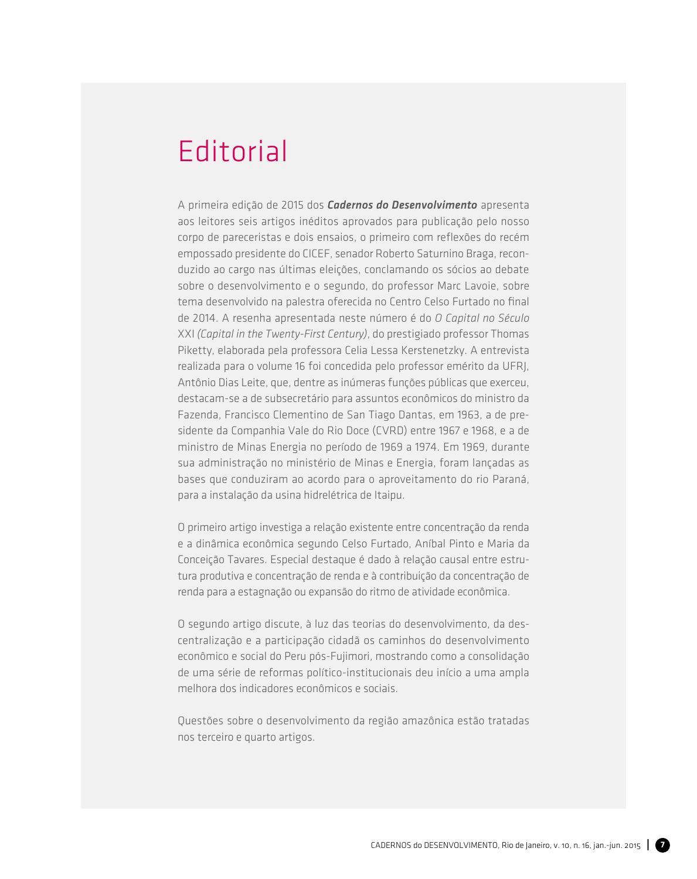# Editorial

A primeira edição de 2015 dos ***Cadernos do Desenvolvimento*** apresenta aos leitores seis artigos inéditos aprovados para publicação pelo nosso corpo de pareceristas e dois ensaios, o primeiro com reflexões do recém empossado presidente do CICEF, senador Roberto Saturnino Braga, reconduzido ao cargo nas últimas eleições, conclamando os sócios ao debate sobre o desenvolvimento e o segundo, do professor Marc Lavoie, sobre tema desenvolvido na palestra oferecida no Centro Celso Furtado no final de 2014. A resenha apresentada neste número é do *O Capital no Século* XXI *(Capital in the Twenty-First Century)*, do prestigiado professor Thomas Piketty, elaborada pela professora Celia Lessa Kerstenetzky. A entrevista realizada para o volume 16 foi concedida pelo professor emérito da UFRJ, Antônio Dias Leite, que, dentre as inúmeras funções públicas que exerceu, destacam-se a de subsecretário para assuntos econômicos do ministro da Fazenda, Francisco Clementino de San Tiago Dantas, em 1963, a de presidente da Companhia Vale do Rio Doce (CVRD) entre 1967 e 1968, e a de ministro de Minas Energia no período de 1969 a 1974. Em 1969, durante sua administração no ministério de Minas e Energia, foram lançadas as bases que conduziram ao acordo para o aproveitamento do rio Paraná, para a instalação da usina hidrelétrica de Itaipu.

O primeiro artigo investiga a relação existente entre concentração da renda e a dinâmica econômica segundo Celso Furtado, Aníbal Pinto e Maria da Conceição Tavares. Especial destaque é dado à relação causal entre estrutura produtiva e concentração de renda e à contribuição da concentração de renda para a estagnação ou expansão do ritmo de atividade econômica.

O segundo artigo discute, à luz das teorias do desenvolvimento, da descentralização e a participação cidadã os caminhos do desenvolvimento econômico e social do Peru pós-Fujimori, mostrando como a consolidação de uma série de reformas político-institucionais deu início a uma ampla melhora dos indicadores econômicos e sociais.

Questões sobre o desenvolvimento da região amazônica estão tratadas nos terceiro e quarto artigos.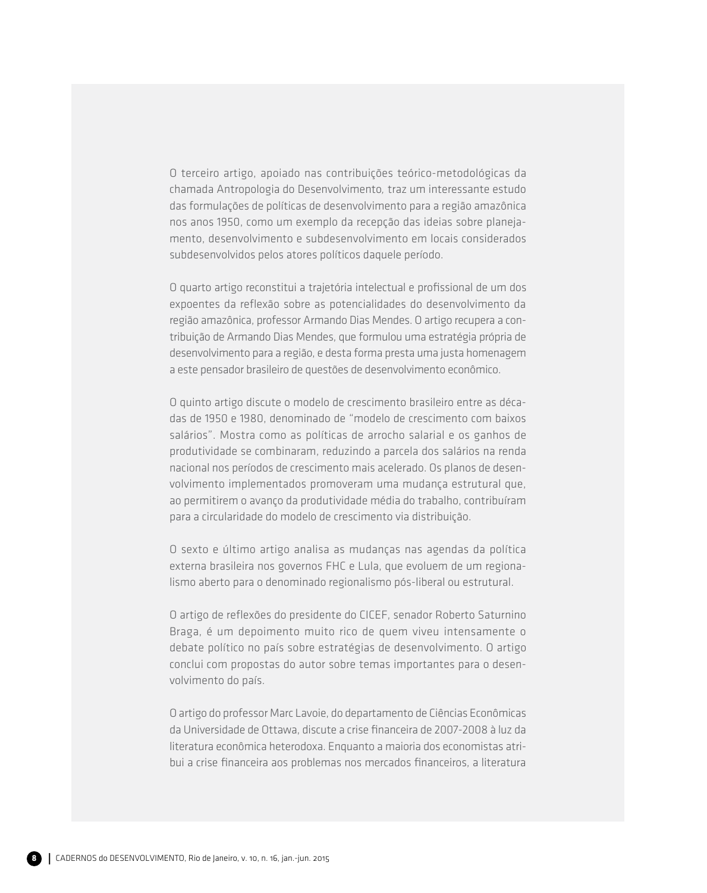O terceiro artigo, apoiado nas contribuições teórico-metodológicas da chamada Antropologia do Desenvolvimento, traz um interessante estudo das formulações de políticas de desenvolvimento para a região amazônica nos anos 1950, como um exemplo da recepção das ideias sobre planejamento, desenvolvimento e subdesenvolvimento em locais considerados subdesenvolvidos pelos atores políticos daquele período.

O quarto artigo reconstitui a trajetória intelectual e profissional de um dos expoentes da reflexão sobre as potencialidades do desenvolvimento da região amazônica, professor Armando Dias Mendes. O artigo recupera a contribuição de Armando Dias Mendes, que formulou uma estratégia própria de desenvolvimento para a região, e desta forma presta uma justa homenagem a este pensador brasileiro de questões de desenvolvimento econômico.

O quinto artigo discute o modelo de crescimento brasileiro entre as décadas de 1950 e 1980, denominado de "modelo de crescimento com baixos salários". Mostra como as políticas de arrocho salarial e os ganhos de produtividade se combinaram, reduzindo a parcela dos salários na renda nacional nos períodos de crescimento mais acelerado. Os planos de desenvolvimento implementados promoveram uma mudança estrutural que, ao permitirem o avanço da produtividade média do trabalho, contribuíram para a circularidade do modelo de crescimento via distribuição.

O sexto e último artigo analisa as mudanças nas agendas da política externa brasileira nos governos FHC e Lula, que evoluem de um regionalismo aberto para o denominado regionalismo pós-liberal ou estrutural.

O artigo de reflexões do presidente do CICEF, senador Roberto Saturnino Braga, é um depoimento muito rico de quem viveu intensamente o debate político no país sobre estratégias de desenvolvimento. O artigo conclui com propostas do autor sobre temas importantes para o desenvolvimento do país.

O artigo do professor Marc Lavoie, do departamento de Ciências Econômicas da Universidade de Ottawa, discute a crise financeira de 2007-2008 à luz da literatura econômica heterodoxa. Enquanto a maioria dos economistas atribui a crise financeira aos problemas nos mercados financeiros, a literatura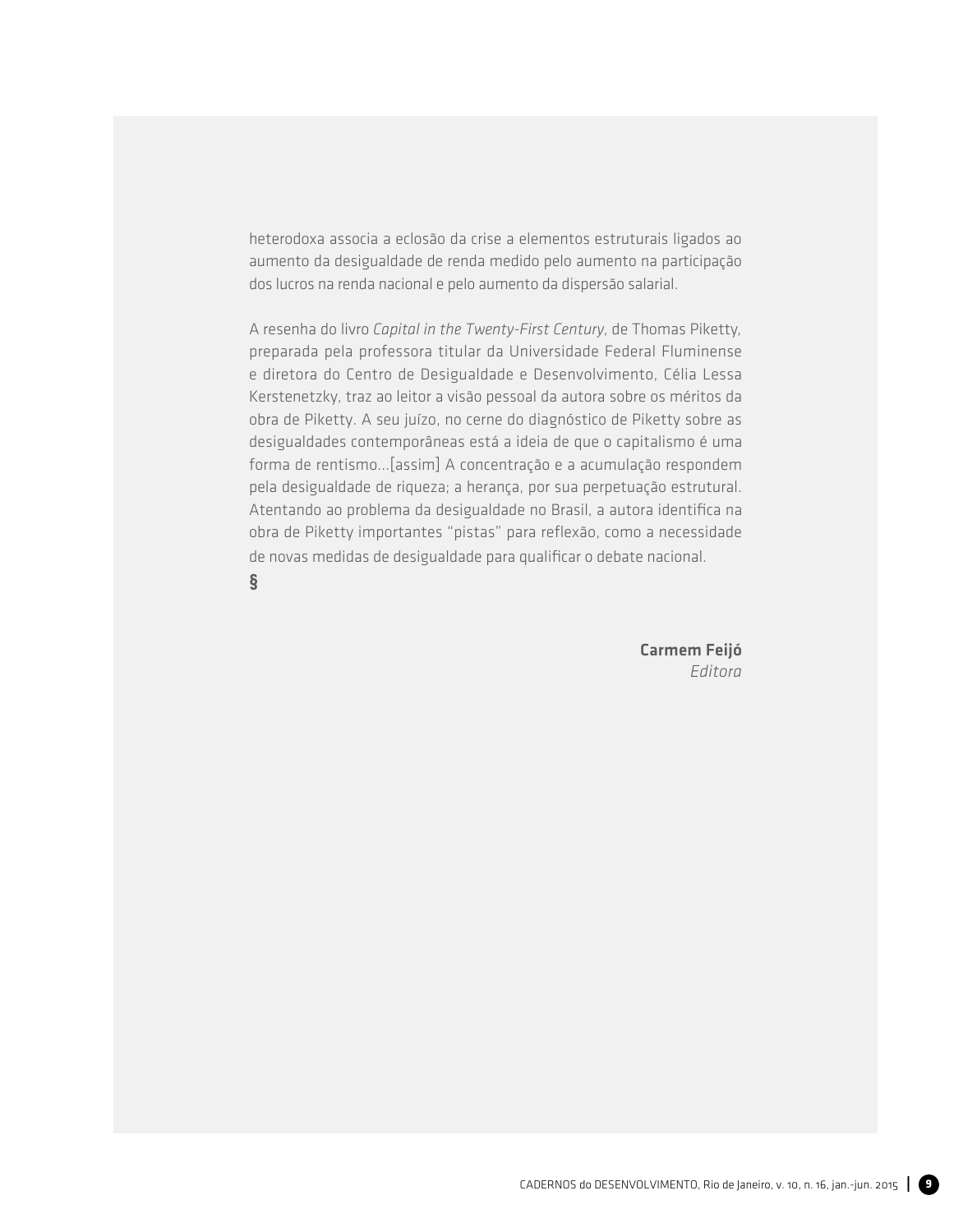heterodoxa associa a eclosão da crise a elementos estruturais ligados ao aumento da desigualdade de renda medido pelo aumento na participação dos lucros na renda nacional e pelo aumento da dispersão salarial.

A resenha do livro *Capital in the Twenty-First Century*, de Thomas Piketty, preparada pela professora titular da Universidade Federal Fluminense e diretora do Centro de Desigualdade e Desenvolvimento, Célia Lessa Kerstenetzky, traz ao leitor a visão pessoal da autora sobre os méritos da obra de Piketty. A seu juízo, no cerne do diagnóstico de Piketty sobre as desigualdades contemporâneas está a ideia de que o capitalismo é uma forma de rentismo...[assim] A concentração e a acumulação respondem pela desigualdade de riqueza; a herança, por sua perpetuação estrutural. Atentando ao problema da desigualdade no Brasil, a autora identifica na obra de Piketty importantes "pistas" para reflexão, como a necessidade de novas medidas de desigualdade para qualificar o debate nacional.

**§**

**Carmem Feijó**
*Editora*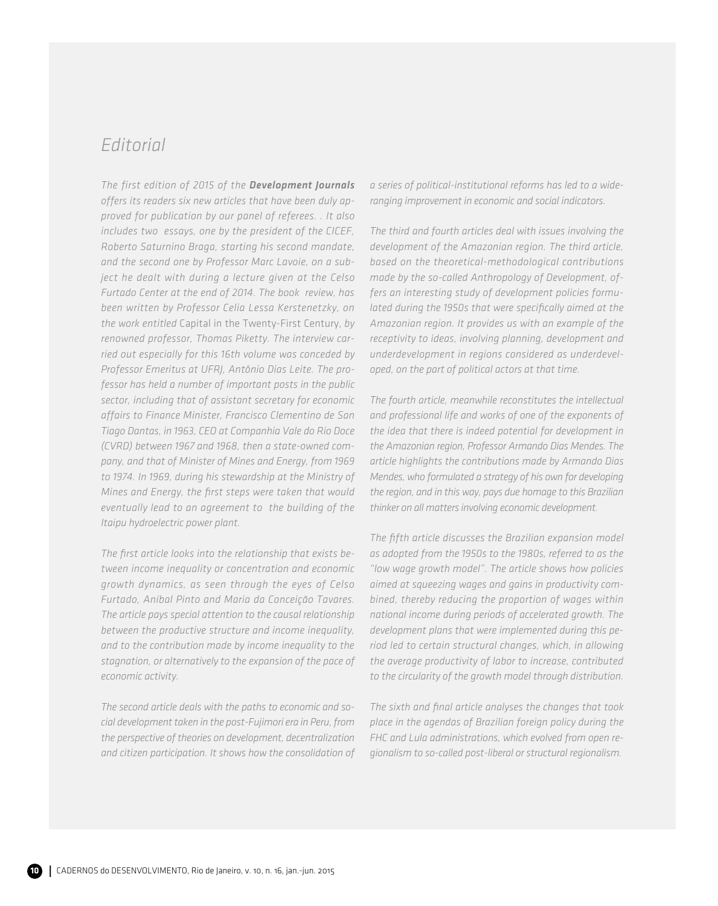# Editorial

*The first edition of 2015 of the **Development Journals** offers its readers six new articles that have been duly approved for publication by our panel of referees. . It also includes two essays, one by the president of the CICEF, Roberto Saturnino Braga, starting his second mandate, and the second one by Professor Marc Lavoie, on a subject he dealt with during a lecture given at the Celso Furtado Center at the end of 2014. The book review, has been written by Professor Celia Lessa Kerstenetzky, on the work entitled* Capital in the Twenty-First Century, *by renowned professor, Thomas Piketty. The interview carried out especially for this 16th volume was conceded by Professor Emeritus at UFRJ, Antônio Dias Leite. The professor has held a number of important posts in the public sector, including that of assistant secretary for economic affairs to Finance Minister, Francisco Clementino de San Tiago Dantas, in 1963, CEO at Companhia Vale do Rio Doce (CVRD) between 1967 and 1968, then a state-owned company, and that of Minister of Mines and Energy, from 1969 to 1974. In 1969, during his stewardship at the Ministry of Mines and Energy, the first steps were taken that would eventually lead to an agreement to the building of the Itaipu hydroelectric power plant.*

*The first article looks into the relationship that exists between income inequality or concentration and economic growth dynamics, as seen through the eyes of Celso Furtado, Aníbal Pinto and Maria da Conceição Tavares. The article pays special attention to the causal relationship between the productive structure and income inequality, and to the contribution made by income inequality to the stagnation, or alternatively to the expansion of the pace of economic activity.*

*The second article deals with the paths to economic and social development taken in the post-Fujimori era in Peru, from the perspective of theories on development, decentralization and citizen participation. It shows how the consolidation of a series of political-institutional reforms has led to a wide-ranging improvement in economic and social indicators.*

*The third and fourth articles deal with issues involving the development of the Amazonian region. The third article, based on the theoretical-methodological contributions made by the so-called Anthropology of Development, offers an interesting study of development policies formulated during the 1950s that were specifically aimed at the Amazonian region. It provides us with an example of the receptivity to ideas, involving planning, development and underdevelopment in regions considered as underdeveloped, on the part of political actors at that time.*

*The fourth article, meanwhile reconstitutes the intellectual and professional life and works of one of the exponents of the idea that there is indeed potential for development in the Amazonian region, Professor Armando Dias Mendes. The article highlights the contributions made by Armando Dias Mendes, who formulated a strategy of his own for developing the region, and in this way, pays due homage to this Brazilian thinker on all matters involving economic development.*

*The fifth article discusses the Brazilian expansion model as adopted from the 1950s to the 1980s, referred to as the "low wage growth model". The article shows how policies aimed at squeezing wages and gains in productivity combined, thereby reducing the proportion of wages within national income during periods of accelerated growth. The development plans that were implemented during this period led to certain structural changes, which, in allowing the average productivity of labor to increase, contributed to the circularity of the growth model through distribution.*

*The sixth and final article analyses the changes that took place in the agendas of Brazilian foreign policy during the FHC and Lula administrations, which evolved from open regionalism to so-called post-liberal or structural regionalism.*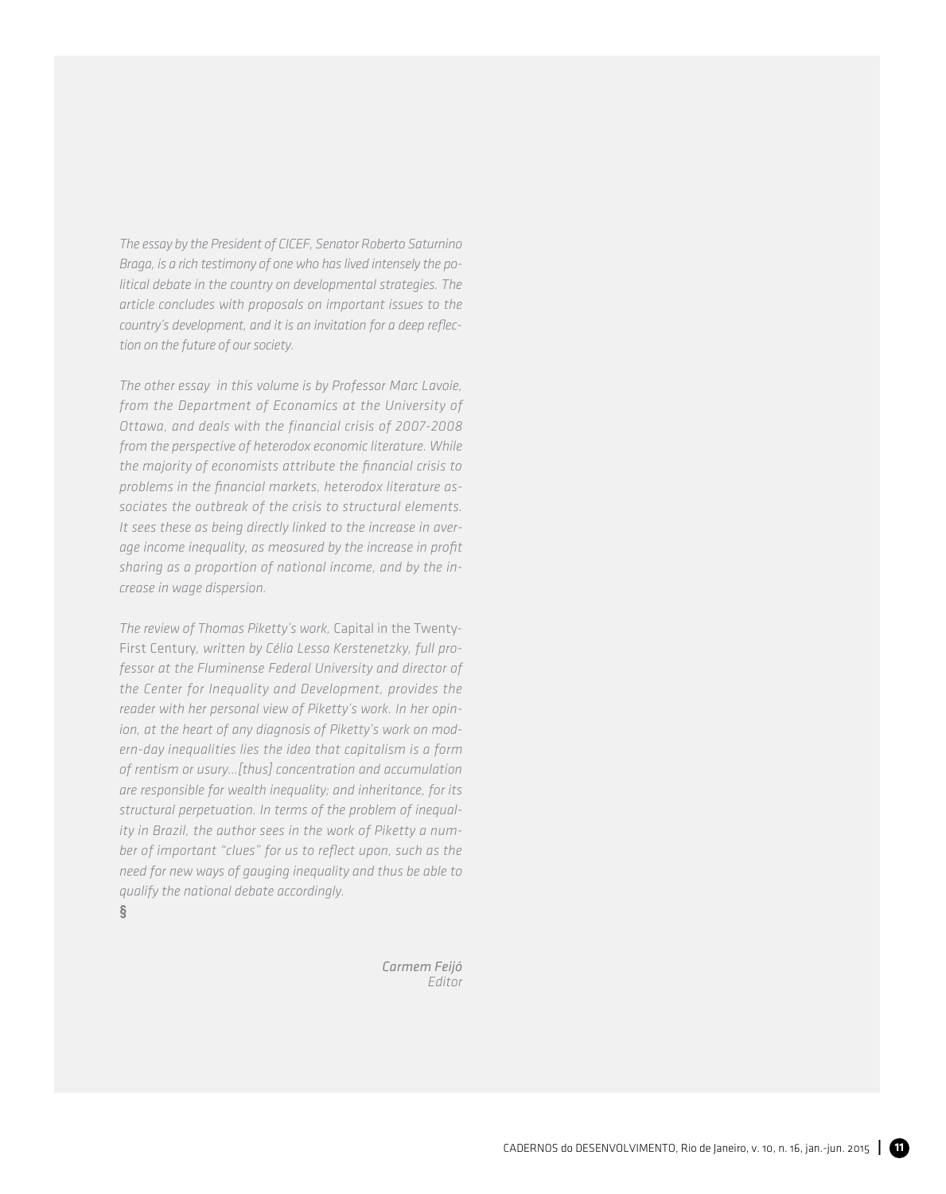*The essay by the President of CICEF, Senator Roberto Saturnino Braga, is a rich testimony of one who has lived intensely the political debate in the country on developmental strategies. The article concludes with proposals on important issues to the country's development, and it is an invitation for a deep reflection on the future of our society.*

*The other essay in this volume is by Professor Marc Lavoie, from the Department of Economics at the University of Ottawa, and deals with the financial crisis of 2007-2008 from the perspective of heterodox economic literature. While the majority of economists attribute the financial crisis to problems in the financial markets, heterodox literature associates the outbreak of the crisis to structural elements. It sees these as being directly linked to the increase in average income inequality, as measured by the increase in profit sharing as a proportion of national income, and by the increase in wage dispersion.*

*The review of Thomas Piketty's work,* Capital in the Twenty-First Century, *written by Célia Lessa Kerstenetzky, full professor at the Fluminense Federal University and director of the Center for Inequality and Development, provides the reader with her personal view of Piketty's work. In her opinion, at the heart of any diagnosis of Piketty's work on modern-day inequalities lies the idea that capitalism is a form of rentism or usury...[thus] concentration and accumulation are responsible for wealth inequality; and inheritance, for its structural perpetuation. In terms of the problem of inequality in Brazil, the author sees in the work of Piketty a number of important "clues" for us to reflect upon, such as the need for new ways of gauging inequality and thus be able to qualify the national debate accordingly.*

§

*Carmem Feijó*
*Editor*